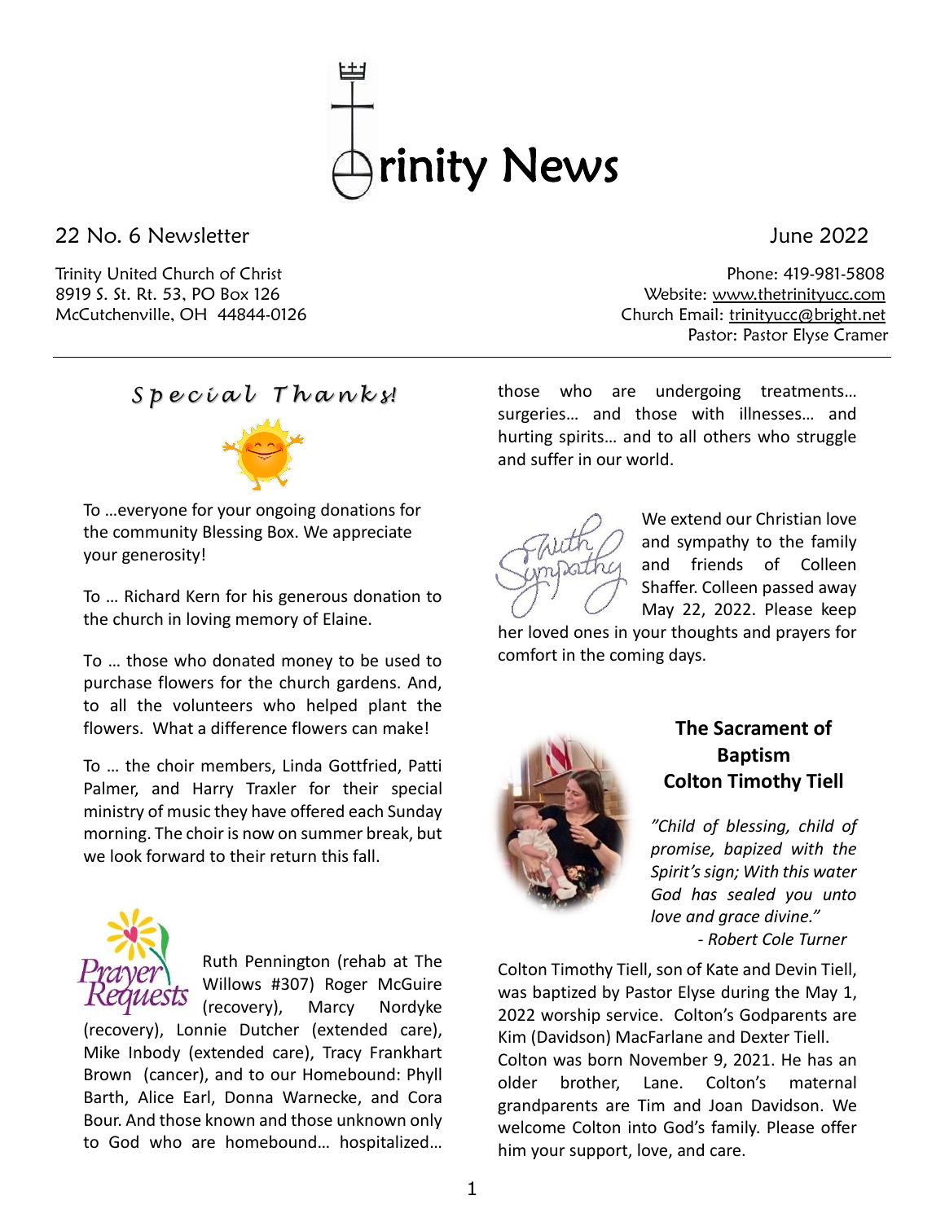# Trinity News

22 No. 6 Newsletter

June 2022

Trinity United Church of Christ
8919 S. St. Rt. 53, PO Box 126
McCutchenville, OH 44844-0126

Phone: 419-981-5808
Website: www.thetrinityucc.com
Church Email: trinityucc@bright.net
Pastor: Pastor Elyse Cramer

## *Special Thanks!*

To …everyone for your ongoing donations for the community Blessing Box. We appreciate your generosity!

To … Richard Kern for his generous donation to the church in loving memory of Elaine.

To … those who donated money to be used to purchase flowers for the church gardens. And, to all the volunteers who helped plant the flowers. What a difference flowers can make!

To … the choir members, Linda Gottfried, Patti Palmer, and Harry Traxler for their special ministry of music they have offered each Sunday morning. The choir is now on summer break, but we look forward to their return this fall.

## Prayer Requests

Ruth Pennington (rehab at The Willows #307) Roger McGuire (recovery), Marcy Nordyke (recovery), Lonnie Dutcher (extended care), Mike Inbody (extended care), Tracy Frankhart Brown (cancer), and to our Homebound: Phyll Barth, Alice Earl, Donna Warnecke, and Cora Bour. And those known and those unknown only to God who are homebound… hospitalized… those who are undergoing treatments… surgeries… and those with illnesses… and hurting spirits… and to all others who struggle and suffer in our world.

## With Sympathy

We extend our Christian love and sympathy to the family and friends of Colleen Shaffer. Colleen passed away May 22, 2022. Please keep her loved ones in your thoughts and prayers for comfort in the coming days.

## The Sacrament of Baptism
## Colton Timothy Tiell

*"Child of blessing, child of promise, bapized with the Spirit's sign; With this water God has sealed you unto love and grace divine."*
*- Robert Cole Turner*

Colton Timothy Tiell, son of Kate and Devin Tiell, was baptized by Pastor Elyse during the May 1, 2022 worship service. Colton's Godparents are Kim (Davidson) MacFarlane and Dexter Tiell. Colton was born November 9, 2021. He has an older brother, Lane. Colton's maternal grandparents are Tim and Joan Davidson. We welcome Colton into God's family. Please offer him your support, love, and care.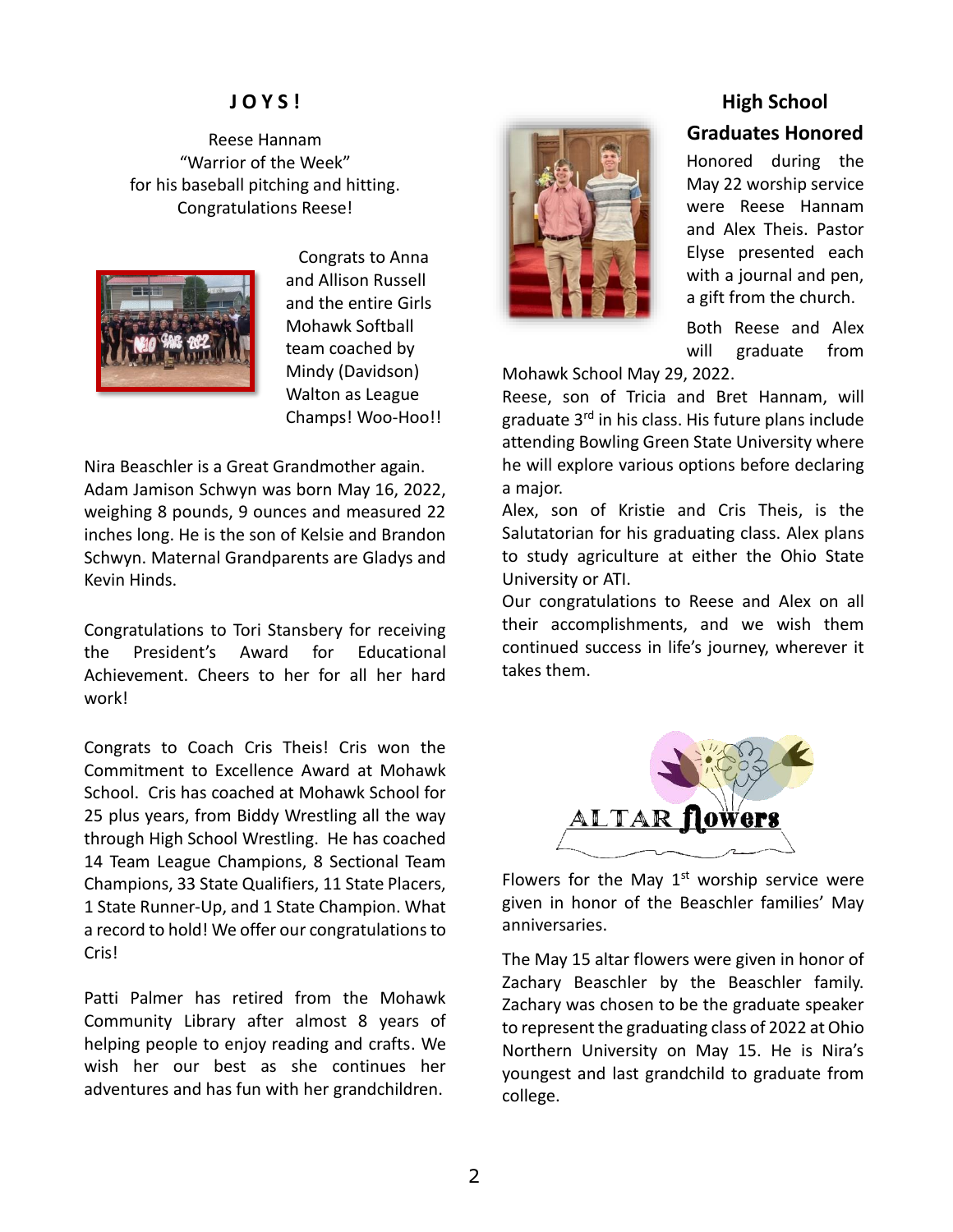## JOYS!

Reese Hannam
"Warrior of the Week"
for his baseball pitching and hitting.
Congratulations Reese!

Congrats to Anna and Allison Russell and the entire Girls Mohawk Softball team coached by Mindy (Davidson) Walton as League Champs! Woo-Hoo!!

Nira Beaschler is a Great Grandmother again. Adam Jamison Schwyn was born May 16, 2022, weighing 8 pounds, 9 ounces and measured 22 inches long. He is the son of Kelsie and Brandon Schwyn. Maternal Grandparents are Gladys and Kevin Hinds.

Congratulations to Tori Stansbery for receiving the President's Award for Educational Achievement. Cheers to her for all her hard work!

Congrats to Coach Cris Theis! Cris won the Commitment to Excellence Award at Mohawk School. Cris has coached at Mohawk School for 25 plus years, from Biddy Wrestling all the way through High School Wrestling. He has coached 14 Team League Champions, 8 Sectional Team Champions, 33 State Qualifiers, 11 State Placers, 1 State Runner-Up, and 1 State Champion. What a record to hold! We offer our congratulations to Cris!

Patti Palmer has retired from the Mohawk Community Library after almost 8 years of helping people to enjoy reading and crafts. We wish her our best as she continues her adventures and has fun with her grandchildren.

## High School Graduates Honored

Honored during the May 22 worship service were Reese Hannam and Alex Theis. Pastor Elyse presented each with a journal and pen, a gift from the church.

Both Reese and Alex will graduate from Mohawk School May 29, 2022.

Reese, son of Tricia and Bret Hannam, will graduate 3rd in his class. His future plans include attending Bowling Green State University where he will explore various options before declaring a major.

Alex, son of Kristie and Cris Theis, is the Salutatorian for his graduating class. Alex plans to study agriculture at either the Ohio State University or ATI.

Our congratulations to Reese and Alex on all their accomplishments, and we wish them continued success in life's journey, wherever it takes them.

## ALTAR flowers

Flowers for the May 1st worship service were given in honor of the Beaschler families' May anniversaries.

The May 15 altar flowers were given in honor of Zachary Beaschler by the Beaschler family. Zachary was chosen to be the graduate speaker to represent the graduating class of 2022 at Ohio Northern University on May 15. He is Nira's youngest and last grandchild to graduate from college.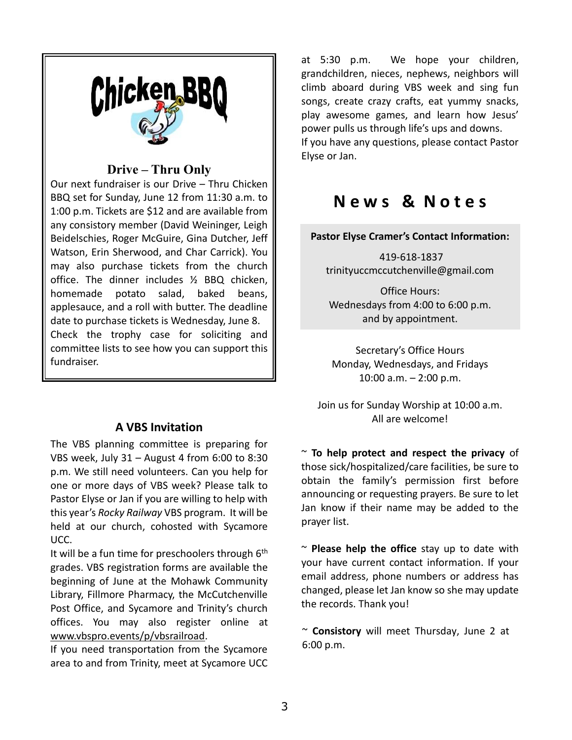## Chicken BBQ

### Drive – Thru Only

Our next fundraiser is our Drive – Thru Chicken BBQ set for Sunday, June 12 from 11:30 a.m. to 1:00 p.m. Tickets are $12 and are available from any consistory member (David Weininger, Leigh Beidelschies, Roger McGuire, Gina Dutcher, Jeff Watson, Erin Sherwood, and Char Carrick). You may also purchase tickets from the church office. The dinner includes ½ BBQ chicken, homemade potato salad, baked beans, applesauce, and a roll with butter. The deadline date to purchase tickets is Wednesday, June 8.

Check the trophy case for soliciting and committee lists to see how you can support this fundraiser.

### A VBS Invitation

The VBS planning committee is preparing for VBS week, July 31 – August 4 from 6:00 to 8:30 p.m. We still need volunteers. Can you help for one or more days of VBS week? Please talk to Pastor Elyse or Jan if you are willing to help with this year's *Rocky Railway* VBS program. It will be held at our church, cohosted with Sycamore UCC.

It will be a fun time for preschoolers through 6th grades. VBS registration forms are available the beginning of June at the Mohawk Community Library, Fillmore Pharmacy, the McCutchenville Post Office, and Sycamore and Trinity's church offices. You may also register online at www.vbspro.events/p/vbsrailroad.

If you need transportation from the Sycamore area to and from Trinity, meet at Sycamore UCC at 5:30 p.m. We hope your children, grandchildren, nieces, nephews, neighbors will climb aboard during VBS week and sing fun songs, create crazy crafts, eat yummy snacks, play awesome games, and learn how Jesus' power pulls us through life's ups and downs.

If you have any questions, please contact Pastor Elyse or Jan.

## News & Notes

**Pastor Elyse Cramer's Contact Information:**

419-618-1837
trinityuccmccutchenville@gmail.com

Office Hours:
Wednesdays from 4:00 to 6:00 p.m.
and by appointment.

Secretary's Office Hours
Monday, Wednesdays, and Fridays
10:00 a.m. – 2:00 p.m.

Join us for Sunday Worship at 10:00 a.m.
All are welcome!

~ **To help protect and respect the privacy** of those sick/hospitalized/care facilities, be sure to obtain the family's permission first before announcing or requesting prayers. Be sure to let Jan know if their name may be added to the prayer list.

~ **Please help the office** stay up to date with your have current contact information. If your email address, phone numbers or address has changed, please let Jan know so she may update the records. Thank you!

~ **Consistory** will meet Thursday, June 2 at 6:00 p.m.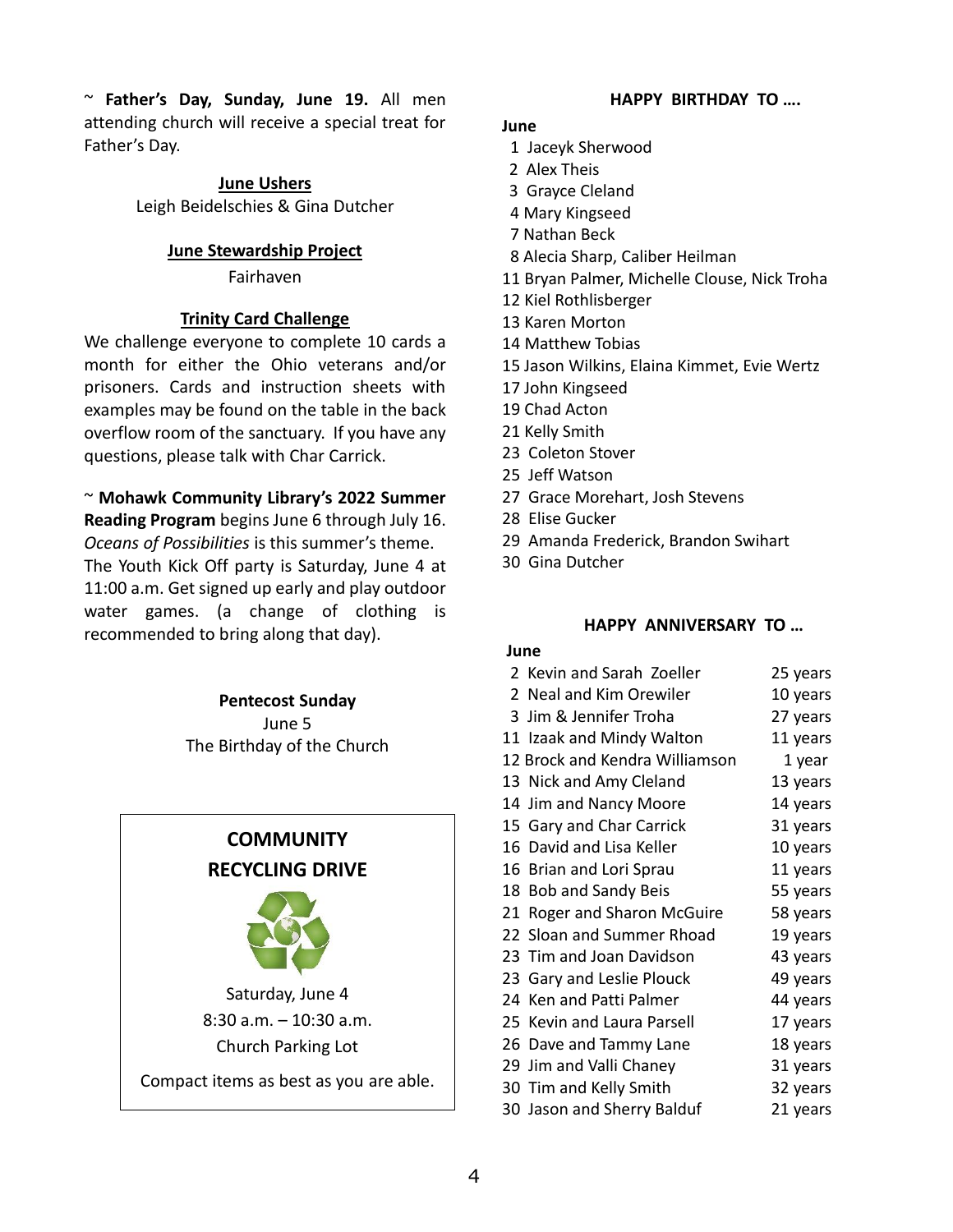~ **Father's Day, Sunday, June 19.** All men attending church will receive a special treat for Father's Day.

**June Ushers**

Leigh Beidelschies & Gina Dutcher

**June Stewardship Project**

Fairhaven

**Trinity Card Challenge**

We challenge everyone to complete 10 cards a month for either the Ohio veterans and/or prisoners. Cards and instruction sheets with examples may be found on the table in the back overflow room of the sanctuary. If you have any questions, please talk with Char Carrick.

~ **Mohawk Community Library's 2022 Summer Reading Program** begins June 6 through July 16. *Oceans of Possibilities* is this summer's theme. The Youth Kick Off party is Saturday, June 4 at 11:00 a.m. Get signed up early and play outdoor water games. (a change of clothing is recommended to bring along that day).

**Pentecost Sunday**

June 5

The Birthday of the Church

**COMMUNITY RECYCLING DRIVE**

Saturday, June 4

8:30 a.m. – 10:30 a.m.

Church Parking Lot

Compact items as best as you are able.

**HAPPY BIRTHDAY TO ….**

**June**

1 Jaceyk Sherwood
2 Alex Theis
3 Grayce Cleland
4 Mary Kingseed
7 Nathan Beck
8 Alecia Sharp, Caliber Heilman
11 Bryan Palmer, Michelle Clouse, Nick Troha
12 Kiel Rothlisberger
13 Karen Morton
14 Matthew Tobias
15 Jason Wilkins, Elaina Kimmet, Evie Wertz
17 John Kingseed
19 Chad Acton
21 Kelly Smith
23 Coleton Stover
25 Jeff Watson
27 Grace Morehart, Josh Stevens
28 Elise Gucker
29 Amanda Frederick, Brandon Swihart
30 Gina Dutcher

**HAPPY ANNIVERSARY TO …**

**June**

| | |
|---|---|
| 2 Kevin and Sarah Zoeller | 25 years |
| 2 Neal and Kim Orewiler | 10 years |
| 3 Jim & Jennifer Troha | 27 years |
| 11 Izaak and Mindy Walton | 11 years |
| 12 Brock and Kendra Williamson | 1 year |
| 13 Nick and Amy Cleland | 13 years |
| 14 Jim and Nancy Moore | 14 years |
| 15 Gary and Char Carrick | 31 years |
| 16 David and Lisa Keller | 10 years |
| 16 Brian and Lori Sprau | 11 years |
| 18 Bob and Sandy Beis | 55 years |
| 21 Roger and Sharon McGuire | 58 years |
| 22 Sloan and Summer Rhoad | 19 years |
| 23 Tim and Joan Davidson | 43 years |
| 23 Gary and Leslie Plouck | 49 years |
| 24 Ken and Patti Palmer | 44 years |
| 25 Kevin and Laura Parsell | 17 years |
| 26 Dave and Tammy Lane | 18 years |
| 29 Jim and Valli Chaney | 31 years |
| 30 Tim and Kelly Smith | 32 years |
| 30 Jason and Sherry Balduf | 21 years |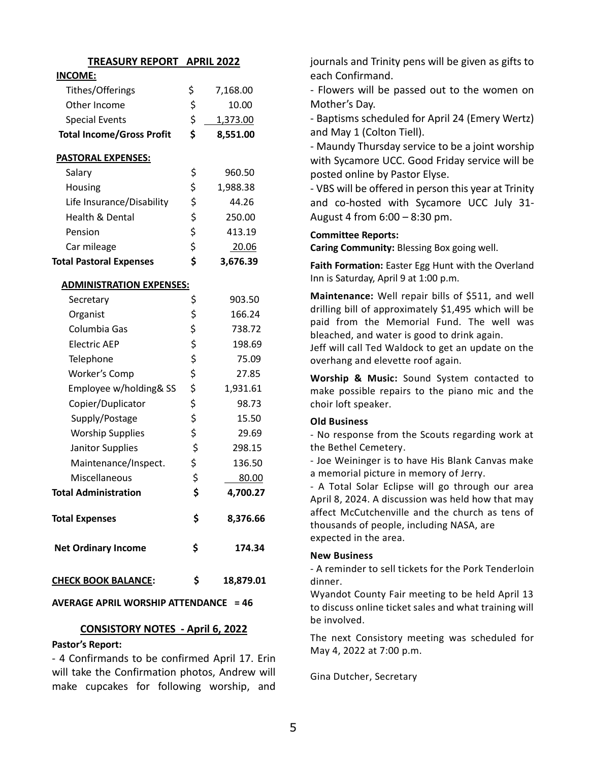## TREASURY REPORT APRIL 2022

| | | |
|---|---|---|
| **INCOME:** | | |
| Tithes/Offerings | $ | 7,168.00 |
| Other Income | $ | 10.00 |
| Special Events | $ | 1,373.00 |
| **Total Income/Gross Profit** | **$** | **8,551.00** |
| **PASTORAL EXPENSES:** | | |
| Salary | $ | 960.50 |
| Housing | $ | 1,988.38 |
| Life Insurance/Disability | $ | 44.26 |
| Health & Dental | $ | 250.00 |
| Pension | $ | 413.19 |
| Car mileage | $ | 20.06 |
| **Total Pastoral Expenses** | **$** | **3,676.39** |
| **ADMINISTRATION EXPENSES:** | | |
| Secretary | $ | 903.50 |
| Organist | $ | 166.24 |
| Columbia Gas | $ | 738.72 |
| Electric AEP | $ | 198.69 |
| Telephone | $ | 75.09 |
| Worker's Comp | $ | 27.85 |
| Employee w/holding& SS | $ | 1,931.61 |
| Copier/Duplicator | $ | 98.73 |
| Supply/Postage | $ | 15.50 |
| Worship Supplies | $ | 29.69 |
| Janitor Supplies | $ | 298.15 |
| Maintenance/Inspect. | $ | 136.50 |
| Miscellaneous | $ | 80.00 |
| **Total Administration** | **$** | **4,700.27** |
| **Total Expenses** | **$** | **8,376.66** |
| **Net Ordinary Income** | **$** | **174.34** |
| **CHECK BOOK BALANCE:** | **$** | **18,879.01** |

**AVERAGE APRIL WORSHIP ATTENDANCE = 46**

## CONSISTORY NOTES - April 6, 2022

**Pastor's Report:**

- 4 Confirmands to be confirmed April 17. Erin will take the Confirmation photos, Andrew will make cupcakes for following worship, and journals and Trinity pens will be given as gifts to each Confirmand.
- Flowers will be passed out to the women on Mother's Day.
- Baptisms scheduled for April 24 (Emery Wertz) and May 1 (Colton Tiell).
- Maundy Thursday service to be a joint worship with Sycamore UCC. Good Friday service will be posted online by Pastor Elyse.
- VBS will be offered in person this year at Trinity and co-hosted with Sycamore UCC July 31-August 4 from 6:00 – 8:30 pm.

**Committee Reports:**

**Caring Community:** Blessing Box going well.

**Faith Formation:** Easter Egg Hunt with the Overland Inn is Saturday, April 9 at 1:00 p.m.

**Maintenance:** Well repair bills of $511, and well drilling bill of approximately $1,495 which will be paid from the Memorial Fund. The well was bleached, and water is good to drink again.
Jeff will call Ted Waldock to get an update on the overhang and elevette roof again.

**Worship & Music:** Sound System contacted to make possible repairs to the piano mic and the choir loft speaker.

**Old Business**

- No response from the Scouts regarding work at the Bethel Cemetery.
- Joe Weininger is to have His Blank Canvas make a memorial picture in memory of Jerry.
- A Total Solar Eclipse will go through our area April 8, 2024. A discussion was held how that may affect McCutchenville and the church as tens of thousands of people, including NASA, are expected in the area.

**New Business**

- A reminder to sell tickets for the Pork Tenderloin dinner.

Wyandot County Fair meeting to be held April 13 to discuss online ticket sales and what training will be involved.

The next Consistory meeting was scheduled for May 4, 2022 at 7:00 p.m.

Gina Dutcher, Secretary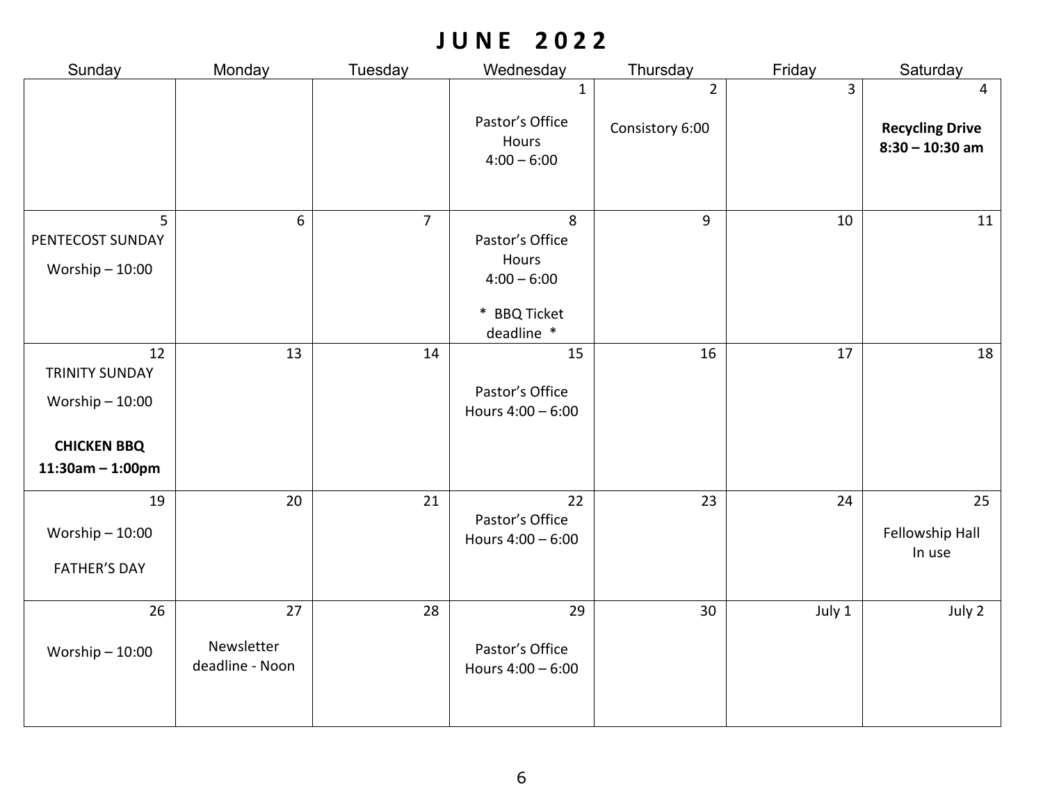# JUNE 2022

| Sunday | Monday | Tuesday | Wednesday | Thursday | Friday | Saturday |
|---|---|---|---|---|---|---|
| | | | 1<br>Pastor's Office Hours<br>4:00 – 6:00 | 2<br>Consistory 6:00 | 3 | 4<br>**Recycling Drive 8:30 – 10:30 am** |
| 5<br>PENTECOST SUNDAY<br>Worship – 10:00 | 6 | 7 | 8<br>Pastor's Office Hours<br>4:00 – 6:00<br>* BBQ Ticket deadline * | 9 | 10 | 11 |
| 12<br>TRINITY SUNDAY<br>Worship – 10:00<br>**CHICKEN BBQ 11:30am – 1:00pm** | 13 | 14 | 15<br>Pastor's Office Hours 4:00 – 6:00 | 16 | 17 | 18 |
| 19<br>Worship – 10:00<br>FATHER'S DAY | 20 | 21 | 22<br>Pastor's Office Hours 4:00 – 6:00 | 23 | 24 | 25<br>Fellowship Hall In use |
| 26<br>Worship – 10:00 | 27<br>Newsletter deadline - Noon | 28 | 29<br>Pastor's Office Hours 4:00 – 6:00 | 30 | July 1 | July 2 |